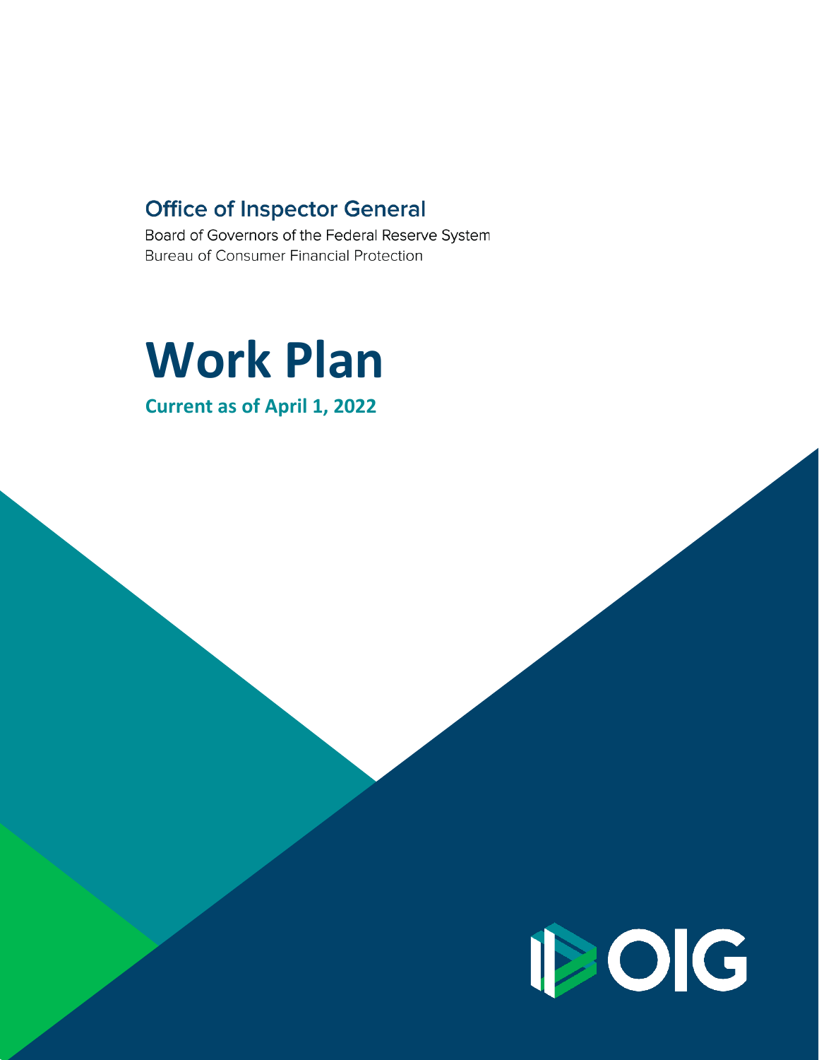**Office of Inspector General**

Board of Governors of the Federal Reserve System
Bureau of Consumer Financial Protection

# Work Plan

**Current as of April 1, 2022**

OIG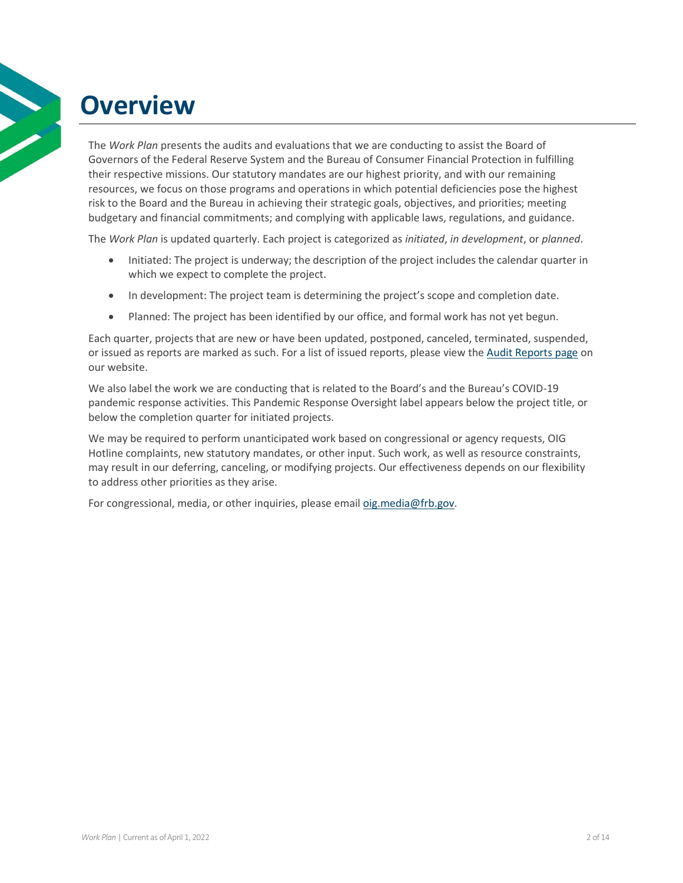# Overview

The *Work Plan* presents the audits and evaluations that we are conducting to assist the Board of Governors of the Federal Reserve System and the Bureau of Consumer Financial Protection in fulfilling their respective missions. Our statutory mandates are our highest priority, and with our remaining resources, we focus on those programs and operations in which potential deficiencies pose the highest risk to the Board and the Bureau in achieving their strategic goals, objectives, and priorities; meeting budgetary and financial commitments; and complying with applicable laws, regulations, and guidance.

The *Work Plan* is updated quarterly. Each project is categorized as *initiated*, *in development*, or *planned*.

- Initiated: The project is underway; the description of the project includes the calendar quarter in which we expect to complete the project.
- In development: The project team is determining the project's scope and completion date.
- Planned: The project has been identified by our office, and formal work has not yet begun.

Each quarter, projects that are new or have been updated, postponed, canceled, terminated, suspended, or issued as reports are marked as such. For a list of issued reports, please view the Audit Reports page on our website.

We also label the work we are conducting that is related to the Board's and the Bureau's COVID-19 pandemic response activities. This Pandemic Response Oversight label appears below the project title, or below the completion quarter for initiated projects.

We may be required to perform unanticipated work based on congressional or agency requests, OIG Hotline complaints, new statutory mandates, or other input. Such work, as well as resource constraints, may result in our deferring, canceling, or modifying projects. Our effectiveness depends on our flexibility to address other priorities as they arise.

For congressional, media, or other inquiries, please email oig.media@frb.gov.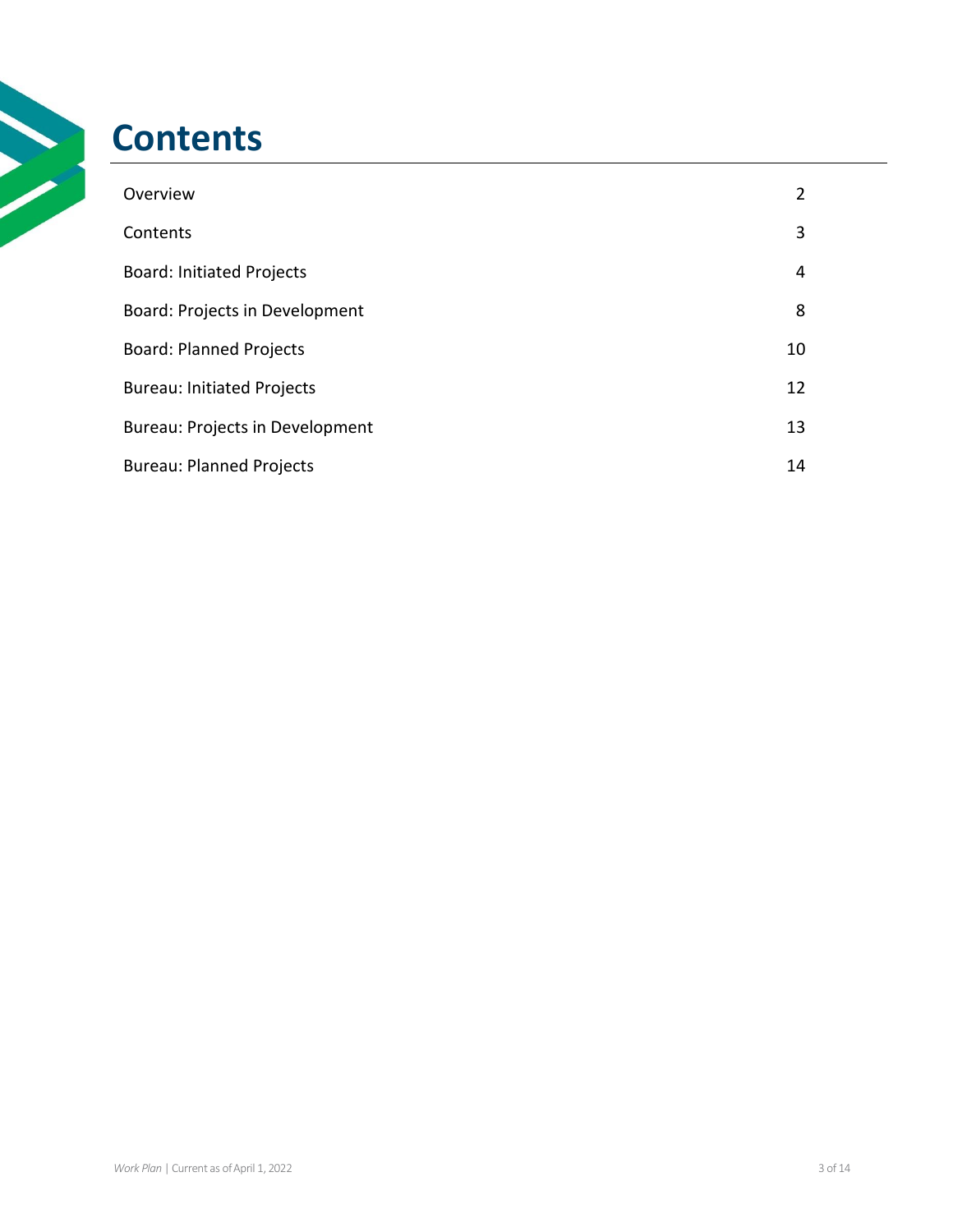# Contents

| | |
|---|---|
| Overview | 2 |
| Contents | 3 |
| Board: Initiated Projects | 4 |
| Board: Projects in Development | 8 |
| Board: Planned Projects | 10 |
| Bureau: Initiated Projects | 12 |
| Bureau: Projects in Development | 13 |
| Bureau: Planned Projects | 14 |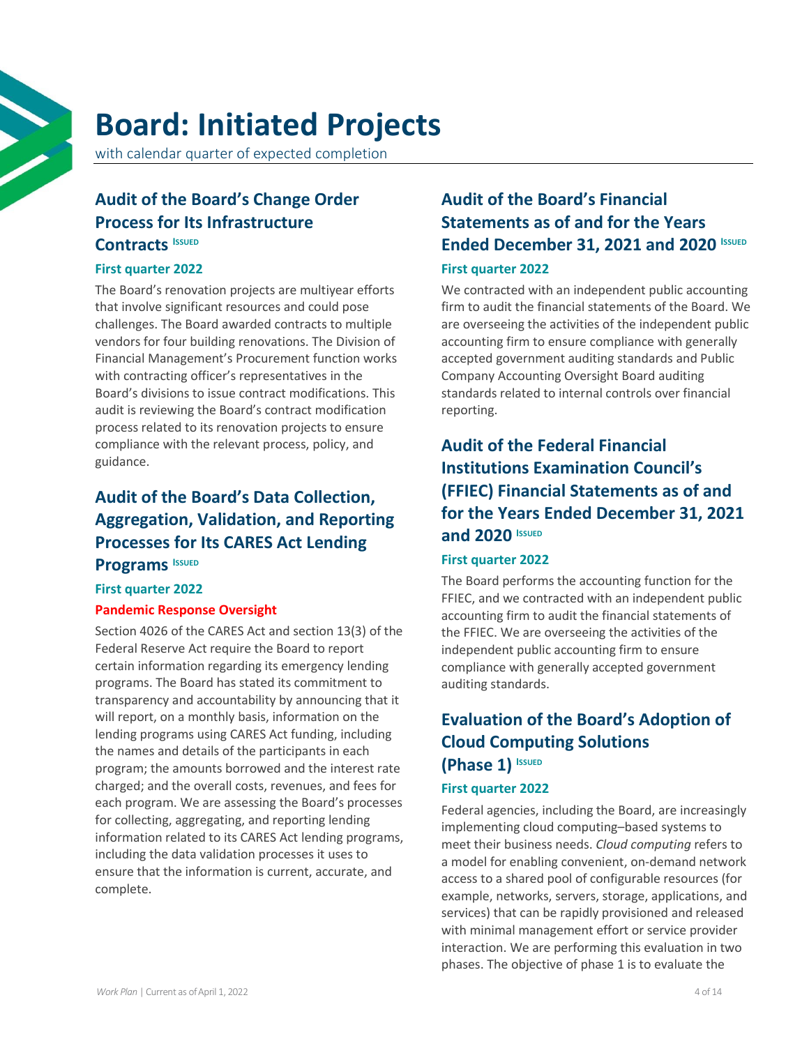# Board: Initiated Projects

with calendar quarter of expected completion

## Audit of the Board's Change Order Process for Its Infrastructure Contracts ISSUED

**First quarter 2022**

The Board's renovation projects are multiyear efforts that involve significant resources and could pose challenges. The Board awarded contracts to multiple vendors for four building renovations. The Division of Financial Management's Procurement function works with contracting officer's representatives in the Board's divisions to issue contract modifications. This audit is reviewing the Board's contract modification process related to its renovation projects to ensure compliance with the relevant process, policy, and guidance.

## Audit of the Board's Data Collection, Aggregation, Validation, and Reporting Processes for Its CARES Act Lending Programs ISSUED

**First quarter 2022**

**Pandemic Response Oversight**

Section 4026 of the CARES Act and section 13(3) of the Federal Reserve Act require the Board to report certain information regarding its emergency lending programs. The Board has stated its commitment to transparency and accountability by announcing that it will report, on a monthly basis, information on the lending programs using CARES Act funding, including the names and details of the participants in each program; the amounts borrowed and the interest rate charged; and the overall costs, revenues, and fees for each program. We are assessing the Board's processes for collecting, aggregating, and reporting lending information related to its CARES Act lending programs, including the data validation processes it uses to ensure that the information is current, accurate, and complete.

## Audit of the Board's Financial Statements as of and for the Years Ended December 31, 2021 and 2020 ISSUED

**First quarter 2022**

We contracted with an independent public accounting firm to audit the financial statements of the Board. We are overseeing the activities of the independent public accounting firm to ensure compliance with generally accepted government auditing standards and Public Company Accounting Oversight Board auditing standards related to internal controls over financial reporting.

## Audit of the Federal Financial Institutions Examination Council's (FFIEC) Financial Statements as of and for the Years Ended December 31, 2021 and 2020 ISSUED

**First quarter 2022**

The Board performs the accounting function for the FFIEC, and we contracted with an independent public accounting firm to audit the financial statements of the FFIEC. We are overseeing the activities of the independent public accounting firm to ensure compliance with generally accepted government auditing standards.

## Evaluation of the Board's Adoption of Cloud Computing Solutions (Phase 1) ISSUED

**First quarter 2022**

Federal agencies, including the Board, are increasingly implementing cloud computing–based systems to meet their business needs. *Cloud computing* refers to a model for enabling convenient, on-demand network access to a shared pool of configurable resources (for example, networks, servers, storage, applications, and services) that can be rapidly provisioned and released with minimal management effort or service provider interaction. We are performing this evaluation in two phases. The objective of phase 1 is to evaluate the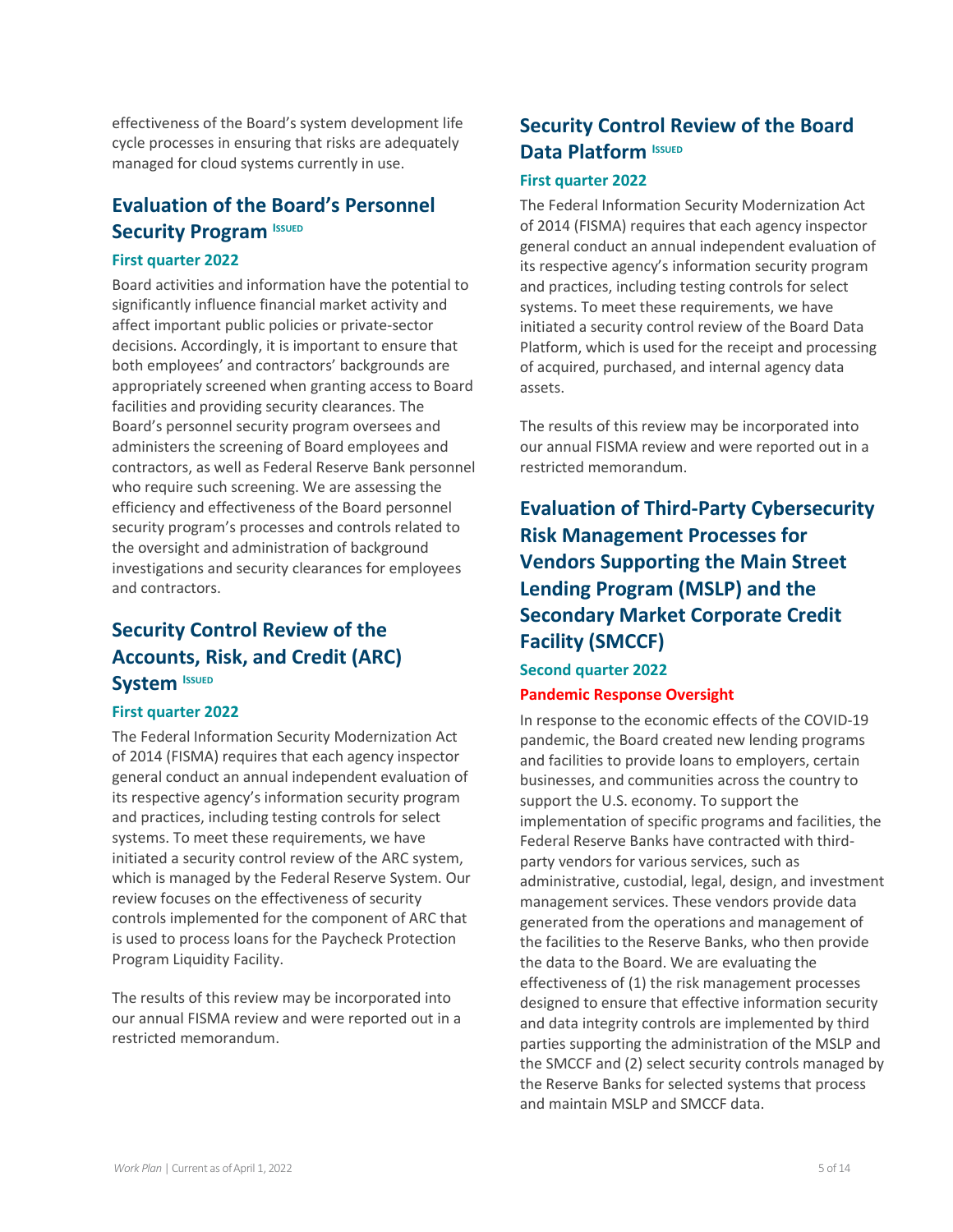effectiveness of the Board's system development life cycle processes in ensuring that risks are adequately managed for cloud systems currently in use.

## Evaluation of the Board's Personnel Security Program ISSUED

### First quarter 2022

Board activities and information have the potential to significantly influence financial market activity and affect important public policies or private-sector decisions. Accordingly, it is important to ensure that both employees' and contractors' backgrounds are appropriately screened when granting access to Board facilities and providing security clearances. The Board's personnel security program oversees and administers the screening of Board employees and contractors, as well as Federal Reserve Bank personnel who require such screening. We are assessing the efficiency and effectiveness of the Board personnel security program's processes and controls related to the oversight and administration of background investigations and security clearances for employees and contractors.

## Security Control Review of the Accounts, Risk, and Credit (ARC) System ISSUED

### First quarter 2022

The Federal Information Security Modernization Act of 2014 (FISMA) requires that each agency inspector general conduct an annual independent evaluation of its respective agency's information security program and practices, including testing controls for select systems. To meet these requirements, we have initiated a security control review of the ARC system, which is managed by the Federal Reserve System. Our review focuses on the effectiveness of security controls implemented for the component of ARC that is used to process loans for the Paycheck Protection Program Liquidity Facility.

The results of this review may be incorporated into our annual FISMA review and were reported out in a restricted memorandum.

## Security Control Review of the Board Data Platform ISSUED

### First quarter 2022

The Federal Information Security Modernization Act of 2014 (FISMA) requires that each agency inspector general conduct an annual independent evaluation of its respective agency's information security program and practices, including testing controls for select systems. To meet these requirements, we have initiated a security control review of the Board Data Platform, which is used for the receipt and processing of acquired, purchased, and internal agency data assets.

The results of this review may be incorporated into our annual FISMA review and were reported out in a restricted memorandum.

## Evaluation of Third-Party Cybersecurity Risk Management Processes for Vendors Supporting the Main Street Lending Program (MSLP) and the Secondary Market Corporate Credit Facility (SMCCF)

### Second quarter 2022

**Pandemic Response Oversight**

In response to the economic effects of the COVID-19 pandemic, the Board created new lending programs and facilities to provide loans to employers, certain businesses, and communities across the country to support the U.S. economy. To support the implementation of specific programs and facilities, the Federal Reserve Banks have contracted with third-party vendors for various services, such as administrative, custodial, legal, design, and investment management services. These vendors provide data generated from the operations and management of the facilities to the Reserve Banks, who then provide the data to the Board. We are evaluating the effectiveness of (1) the risk management processes designed to ensure that effective information security and data integrity controls are implemented by third parties supporting the administration of the MSLP and the SMCCF and (2) select security controls managed by the Reserve Banks for selected systems that process and maintain MSLP and SMCCF data.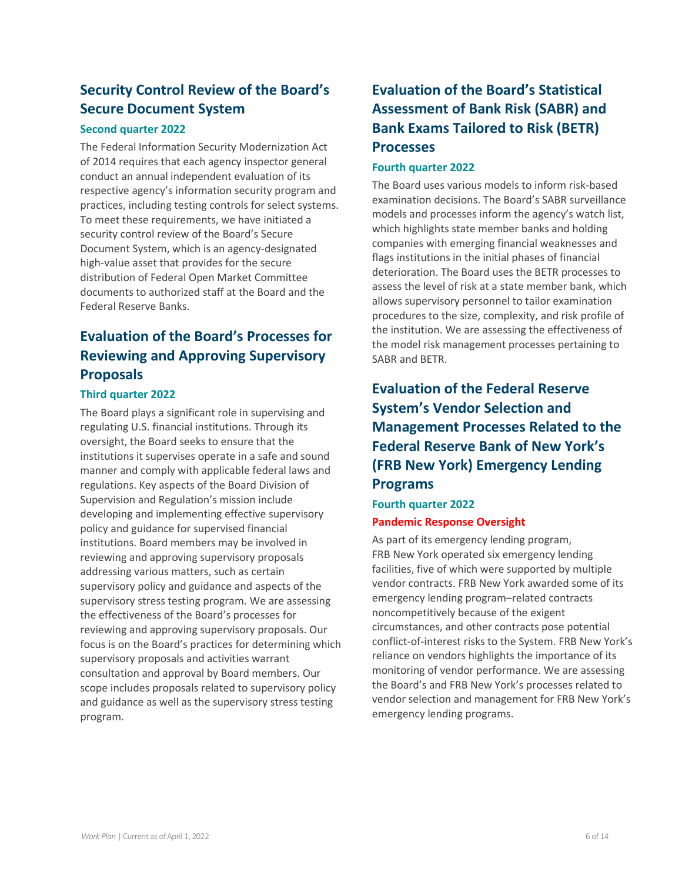## Security Control Review of the Board's Secure Document System

**Second quarter 2022**

The Federal Information Security Modernization Act of 2014 requires that each agency inspector general conduct an annual independent evaluation of its respective agency's information security program and practices, including testing controls for select systems. To meet these requirements, we have initiated a security control review of the Board's Secure Document System, which is an agency-designated high-value asset that provides for the secure distribution of Federal Open Market Committee documents to authorized staff at the Board and the Federal Reserve Banks.

## Evaluation of the Board's Processes for Reviewing and Approving Supervisory Proposals

**Third quarter 2022**

The Board plays a significant role in supervising and regulating U.S. financial institutions. Through its oversight, the Board seeks to ensure that the institutions it supervises operate in a safe and sound manner and comply with applicable federal laws and regulations. Key aspects of the Board Division of Supervision and Regulation's mission include developing and implementing effective supervisory policy and guidance for supervised financial institutions. Board members may be involved in reviewing and approving supervisory proposals addressing various matters, such as certain supervisory policy and guidance and aspects of the supervisory stress testing program. We are assessing the effectiveness of the Board's processes for reviewing and approving supervisory proposals. Our focus is on the Board's practices for determining which supervisory proposals and activities warrant consultation and approval by Board members. Our scope includes proposals related to supervisory policy and guidance as well as the supervisory stress testing program.

## Evaluation of the Board's Statistical Assessment of Bank Risk (SABR) and Bank Exams Tailored to Risk (BETR) Processes

**Fourth quarter 2022**

The Board uses various models to inform risk-based examination decisions. The Board's SABR surveillance models and processes inform the agency's watch list, which highlights state member banks and holding companies with emerging financial weaknesses and flags institutions in the initial phases of financial deterioration. The Board uses the BETR processes to assess the level of risk at a state member bank, which allows supervisory personnel to tailor examination procedures to the size, complexity, and risk profile of the institution. We are assessing the effectiveness of the model risk management processes pertaining to SABR and BETR.

## Evaluation of the Federal Reserve System's Vendor Selection and Management Processes Related to the Federal Reserve Bank of New York's (FRB New York) Emergency Lending Programs

**Fourth quarter 2022**

**Pandemic Response Oversight**

As part of its emergency lending program, FRB New York operated six emergency lending facilities, five of which were supported by multiple vendor contracts. FRB New York awarded some of its emergency lending program–related contracts noncompetitively because of the exigent circumstances, and other contracts pose potential conflict-of-interest risks to the System. FRB New York's reliance on vendors highlights the importance of its monitoring of vendor performance. We are assessing the Board's and FRB New York's processes related to vendor selection and management for FRB New York's emergency lending programs.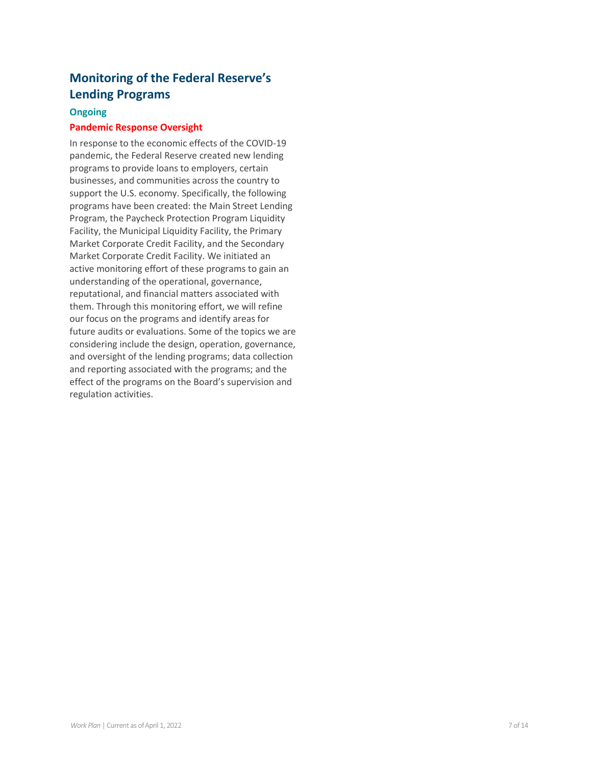## Monitoring of the Federal Reserve's Lending Programs

**Ongoing**

**Pandemic Response Oversight**

In response to the economic effects of the COVID-19 pandemic, the Federal Reserve created new lending programs to provide loans to employers, certain businesses, and communities across the country to support the U.S. economy. Specifically, the following programs have been created: the Main Street Lending Program, the Paycheck Protection Program Liquidity Facility, the Municipal Liquidity Facility, the Primary Market Corporate Credit Facility, and the Secondary Market Corporate Credit Facility. We initiated an active monitoring effort of these programs to gain an understanding of the operational, governance, reputational, and financial matters associated with them. Through this monitoring effort, we will refine our focus on the programs and identify areas for future audits or evaluations. Some of the topics we are considering include the design, operation, governance, and oversight of the lending programs; data collection and reporting associated with the programs; and the effect of the programs on the Board's supervision and regulation activities.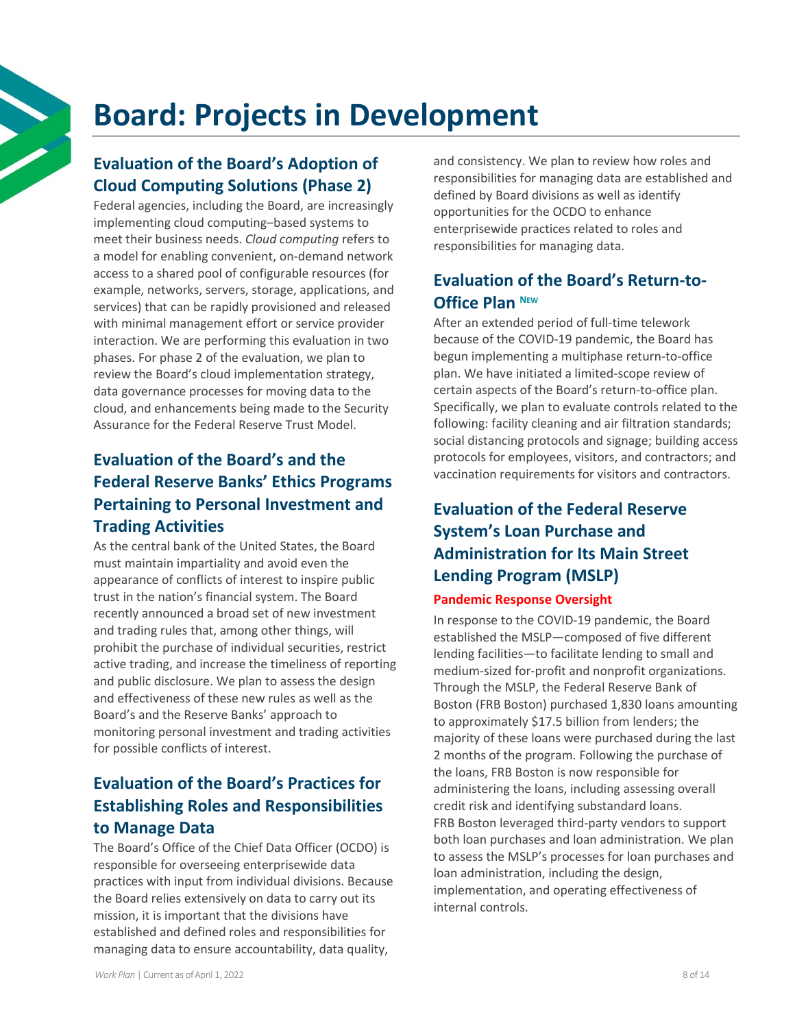# Board: Projects in Development

## Evaluation of the Board's Adoption of Cloud Computing Solutions (Phase 2)

Federal agencies, including the Board, are increasingly implementing cloud computing–based systems to meet their business needs. *Cloud computing* refers to a model for enabling convenient, on-demand network access to a shared pool of configurable resources (for example, networks, servers, storage, applications, and services) that can be rapidly provisioned and released with minimal management effort or service provider interaction. We are performing this evaluation in two phases. For phase 2 of the evaluation, we plan to review the Board's cloud implementation strategy, data governance processes for moving data to the cloud, and enhancements being made to the Security Assurance for the Federal Reserve Trust Model.

## Evaluation of the Board's and the Federal Reserve Banks' Ethics Programs Pertaining to Personal Investment and Trading Activities

As the central bank of the United States, the Board must maintain impartiality and avoid even the appearance of conflicts of interest to inspire public trust in the nation's financial system. The Board recently announced a broad set of new investment and trading rules that, among other things, will prohibit the purchase of individual securities, restrict active trading, and increase the timeliness of reporting and public disclosure. We plan to assess the design and effectiveness of these new rules as well as the Board's and the Reserve Banks' approach to monitoring personal investment and trading activities for possible conflicts of interest.

## Evaluation of the Board's Practices for Establishing Roles and Responsibilities to Manage Data

The Board's Office of the Chief Data Officer (OCDO) is responsible for overseeing enterprisewide data practices with input from individual divisions. Because the Board relies extensively on data to carry out its mission, it is important that the divisions have established and defined roles and responsibilities for managing data to ensure accountability, data quality, and consistency. We plan to review how roles and responsibilities for managing data are established and defined by Board divisions as well as identify opportunities for the OCDO to enhance enterprisewide practices related to roles and responsibilities for managing data.

## Evaluation of the Board's Return-to-Office Plan NEW

After an extended period of full-time telework because of the COVID-19 pandemic, the Board has begun implementing a multiphase return-to-office plan. We have initiated a limited-scope review of certain aspects of the Board's return-to-office plan. Specifically, we plan to evaluate controls related to the following: facility cleaning and air filtration standards; social distancing protocols and signage; building access protocols for employees, visitors, and contractors; and vaccination requirements for visitors and contractors.

## Evaluation of the Federal Reserve System's Loan Purchase and Administration for Its Main Street Lending Program (MSLP)

**Pandemic Response Oversight**

In response to the COVID-19 pandemic, the Board established the MSLP—composed of five different lending facilities—to facilitate lending to small and medium-sized for-profit and nonprofit organizations. Through the MSLP, the Federal Reserve Bank of Boston (FRB Boston) purchased 1,830 loans amounting to approximately $17.5 billion from lenders; the majority of these loans were purchased during the last 2 months of the program. Following the purchase of the loans, FRB Boston is now responsible for administering the loans, including assessing overall credit risk and identifying substandard loans. FRB Boston leveraged third-party vendors to support both loan purchases and loan administration. We plan to assess the MSLP's processes for loan purchases and loan administration, including the design, implementation, and operating effectiveness of internal controls.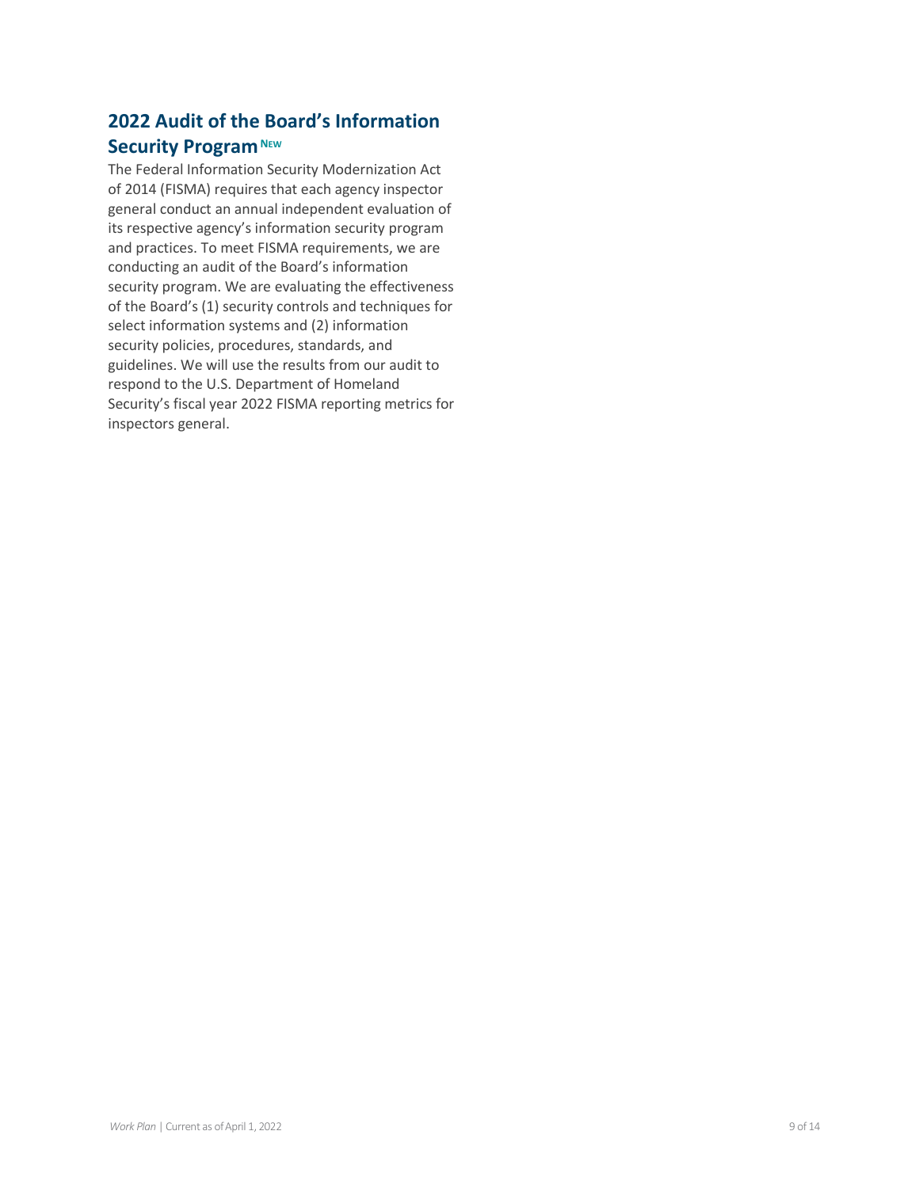## 2022 Audit of the Board's Information Security Program NEW

The Federal Information Security Modernization Act of 2014 (FISMA) requires that each agency inspector general conduct an annual independent evaluation of its respective agency's information security program and practices. To meet FISMA requirements, we are conducting an audit of the Board's information security program. We are evaluating the effectiveness of the Board's (1) security controls and techniques for select information systems and (2) information security policies, procedures, standards, and guidelines. We will use the results from our audit to respond to the U.S. Department of Homeland Security's fiscal year 2022 FISMA reporting metrics for inspectors general.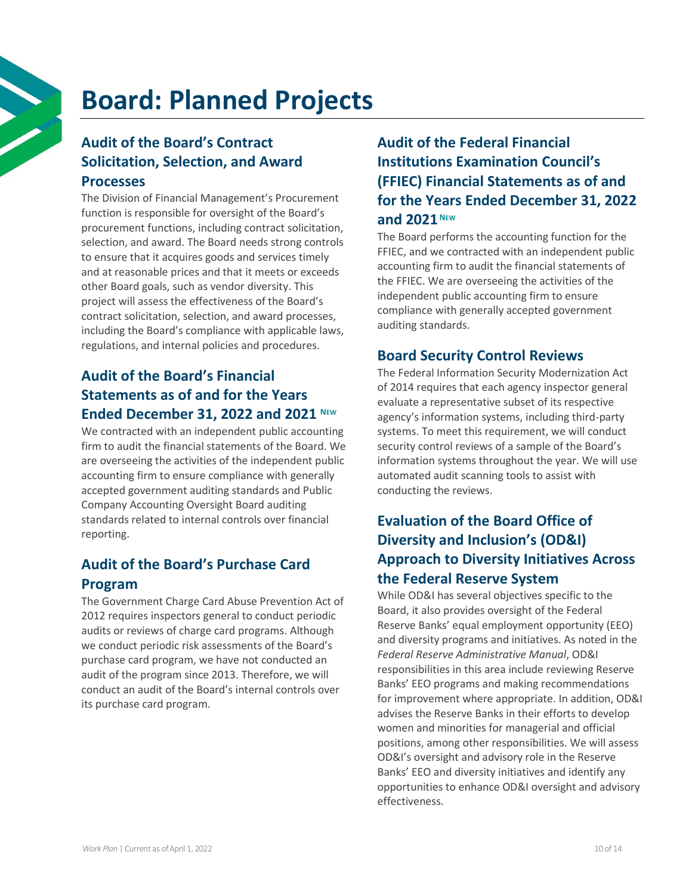# Board: Planned Projects

## Audit of the Board's Contract Solicitation, Selection, and Award Processes

The Division of Financial Management's Procurement function is responsible for oversight of the Board's procurement functions, including contract solicitation, selection, and award. The Board needs strong controls to ensure that it acquires goods and services timely and at reasonable prices and that it meets or exceeds other Board goals, such as vendor diversity. This project will assess the effectiveness of the Board's contract solicitation, selection, and award processes, including the Board's compliance with applicable laws, regulations, and internal policies and procedures.

## Audit of the Board's Financial Statements as of and for the Years Ended December 31, 2022 and 2021 NEW

We contracted with an independent public accounting firm to audit the financial statements of the Board. We are overseeing the activities of the independent public accounting firm to ensure compliance with generally accepted government auditing standards and Public Company Accounting Oversight Board auditing standards related to internal controls over financial reporting.

## Audit of the Board's Purchase Card Program

The Government Charge Card Abuse Prevention Act of 2012 requires inspectors general to conduct periodic audits or reviews of charge card programs. Although we conduct periodic risk assessments of the Board's purchase card program, we have not conducted an audit of the program since 2013. Therefore, we will conduct an audit of the Board's internal controls over its purchase card program.

## Audit of the Federal Financial Institutions Examination Council's (FFIEC) Financial Statements as of and for the Years Ended December 31, 2022 and 2021 NEW

The Board performs the accounting function for the FFIEC, and we contracted with an independent public accounting firm to audit the financial statements of the FFIEC. We are overseeing the activities of the independent public accounting firm to ensure compliance with generally accepted government auditing standards.

## Board Security Control Reviews

The Federal Information Security Modernization Act of 2014 requires that each agency inspector general evaluate a representative subset of its respective agency's information systems, including third-party systems. To meet this requirement, we will conduct security control reviews of a sample of the Board's information systems throughout the year. We will use automated audit scanning tools to assist with conducting the reviews.

## Evaluation of the Board Office of Diversity and Inclusion's (OD&I) Approach to Diversity Initiatives Across the Federal Reserve System

While OD&I has several objectives specific to the Board, it also provides oversight of the Federal Reserve Banks' equal employment opportunity (EEO) and diversity programs and initiatives. As noted in the *Federal Reserve Administrative Manual*, OD&I responsibilities in this area include reviewing Reserve Banks' EEO programs and making recommendations for improvement where appropriate. In addition, OD&I advises the Reserve Banks in their efforts to develop women and minorities for managerial and official positions, among other responsibilities. We will assess OD&I's oversight and advisory role in the Reserve Banks' EEO and diversity initiatives and identify any opportunities to enhance OD&I oversight and advisory effectiveness.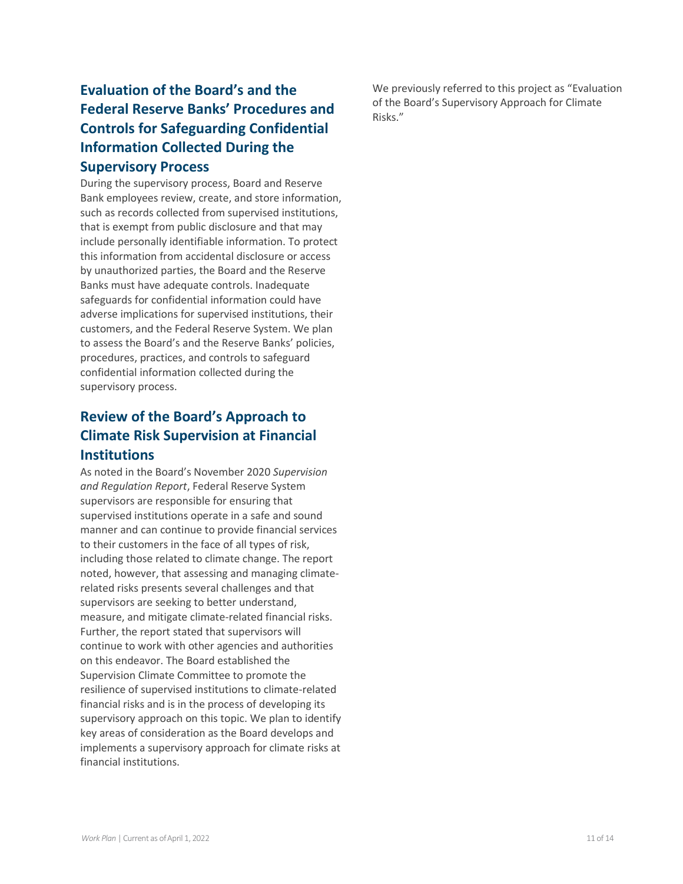## Evaluation of the Board's and the Federal Reserve Banks' Procedures and Controls for Safeguarding Confidential Information Collected During the Supervisory Process

During the supervisory process, Board and Reserve Bank employees review, create, and store information, such as records collected from supervised institutions, that is exempt from public disclosure and that may include personally identifiable information. To protect this information from accidental disclosure or access by unauthorized parties, the Board and the Reserve Banks must have adequate controls. Inadequate safeguards for confidential information could have adverse implications for supervised institutions, their customers, and the Federal Reserve System. We plan to assess the Board's and the Reserve Banks' policies, procedures, practices, and controls to safeguard confidential information collected during the supervisory process.

## Review of the Board's Approach to Climate Risk Supervision at Financial Institutions

As noted in the Board's November 2020 *Supervision and Regulation Report*, Federal Reserve System supervisors are responsible for ensuring that supervised institutions operate in a safe and sound manner and can continue to provide financial services to their customers in the face of all types of risk, including those related to climate change. The report noted, however, that assessing and managing climate-related risks presents several challenges and that supervisors are seeking to better understand, measure, and mitigate climate-related financial risks. Further, the report stated that supervisors will continue to work with other agencies and authorities on this endeavor. The Board established the Supervision Climate Committee to promote the resilience of supervised institutions to climate-related financial risks and is in the process of developing its supervisory approach on this topic. We plan to identify key areas of consideration as the Board develops and implements a supervisory approach for climate risks at financial institutions.

We previously referred to this project as "Evaluation of the Board's Supervisory Approach for Climate Risks."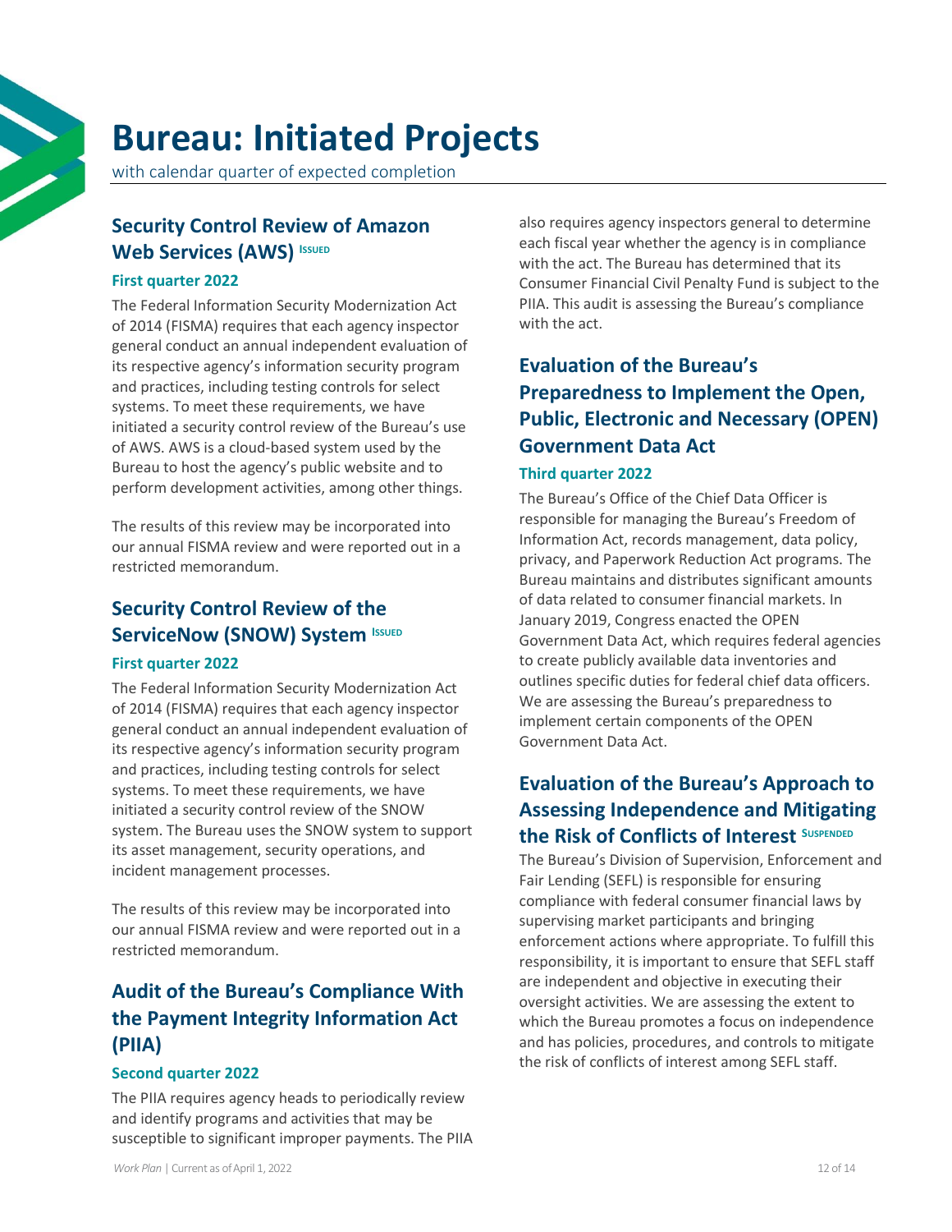# Bureau: Initiated Projects

with calendar quarter of expected completion

## Security Control Review of Amazon Web Services (AWS) ISSUED

### First quarter 2022

The Federal Information Security Modernization Act of 2014 (FISMA) requires that each agency inspector general conduct an annual independent evaluation of its respective agency's information security program and practices, including testing controls for select systems. To meet these requirements, we have initiated a security control review of the Bureau's use of AWS. AWS is a cloud-based system used by the Bureau to host the agency's public website and to perform development activities, among other things.

The results of this review may be incorporated into our annual FISMA review and were reported out in a restricted memorandum.

## Security Control Review of the ServiceNow (SNOW) System ISSUED

### First quarter 2022

The Federal Information Security Modernization Act of 2014 (FISMA) requires that each agency inspector general conduct an annual independent evaluation of its respective agency's information security program and practices, including testing controls for select systems. To meet these requirements, we have initiated a security control review of the SNOW system. The Bureau uses the SNOW system to support its asset management, security operations, and incident management processes.

The results of this review may be incorporated into our annual FISMA review and were reported out in a restricted memorandum.

## Audit of the Bureau's Compliance With the Payment Integrity Information Act (PIIA)

### Second quarter 2022

The PIIA requires agency heads to periodically review and identify programs and activities that may be susceptible to significant improper payments. The PIIA also requires agency inspectors general to determine each fiscal year whether the agency is in compliance with the act. The Bureau has determined that its Consumer Financial Civil Penalty Fund is subject to the PIIA. This audit is assessing the Bureau's compliance with the act.

## Evaluation of the Bureau's Preparedness to Implement the Open, Public, Electronic and Necessary (OPEN) Government Data Act

### Third quarter 2022

The Bureau's Office of the Chief Data Officer is responsible for managing the Bureau's Freedom of Information Act, records management, data policy, privacy, and Paperwork Reduction Act programs. The Bureau maintains and distributes significant amounts of data related to consumer financial markets. In January 2019, Congress enacted the OPEN Government Data Act, which requires federal agencies to create publicly available data inventories and outlines specific duties for federal chief data officers. We are assessing the Bureau's preparedness to implement certain components of the OPEN Government Data Act.

## Evaluation of the Bureau's Approach to Assessing Independence and Mitigating the Risk of Conflicts of Interest SUSPENDED

The Bureau's Division of Supervision, Enforcement and Fair Lending (SEFL) is responsible for ensuring compliance with federal consumer financial laws by supervising market participants and bringing enforcement actions where appropriate. To fulfill this responsibility, it is important to ensure that SEFL staff are independent and objective in executing their oversight activities. We are assessing the extent to which the Bureau promotes a focus on independence and has policies, procedures, and controls to mitigate the risk of conflicts of interest among SEFL staff.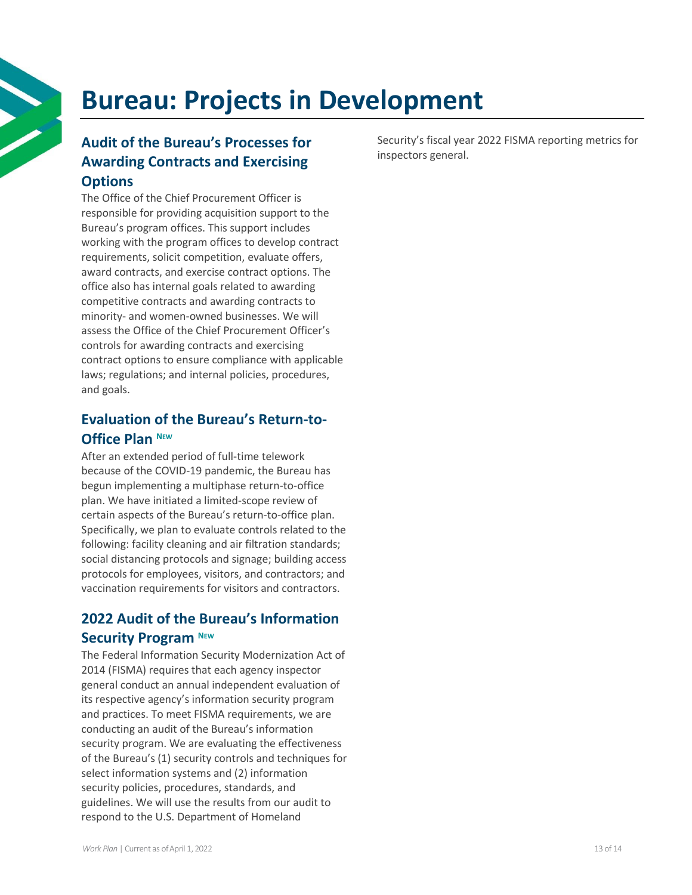# Bureau: Projects in Development

## Audit of the Bureau's Processes for Awarding Contracts and Exercising Options

The Office of the Chief Procurement Officer is responsible for providing acquisition support to the Bureau's program offices. This support includes working with the program offices to develop contract requirements, solicit competition, evaluate offers, award contracts, and exercise contract options. The office also has internal goals related to awarding competitive contracts and awarding contracts to minority- and women-owned businesses. We will assess the Office of the Chief Procurement Officer's controls for awarding contracts and exercising contract options to ensure compliance with applicable laws; regulations; and internal policies, procedures, and goals.

## Evaluation of the Bureau's Return-to-Office Plan NEW

After an extended period of full-time telework because of the COVID-19 pandemic, the Bureau has begun implementing a multiphase return-to-office plan. We have initiated a limited-scope review of certain aspects of the Bureau's return-to-office plan. Specifically, we plan to evaluate controls related to the following: facility cleaning and air filtration standards; social distancing protocols and signage; building access protocols for employees, visitors, and contractors; and vaccination requirements for visitors and contractors.

## 2022 Audit of the Bureau's Information Security Program NEW

The Federal Information Security Modernization Act of 2014 (FISMA) requires that each agency inspector general conduct an annual independent evaluation of its respective agency's information security program and practices. To meet FISMA requirements, we are conducting an audit of the Bureau's information security program. We are evaluating the effectiveness of the Bureau's (1) security controls and techniques for select information systems and (2) information security policies, procedures, standards, and guidelines. We will use the results from our audit to respond to the U.S. Department of Homeland Security's fiscal year 2022 FISMA reporting metrics for inspectors general.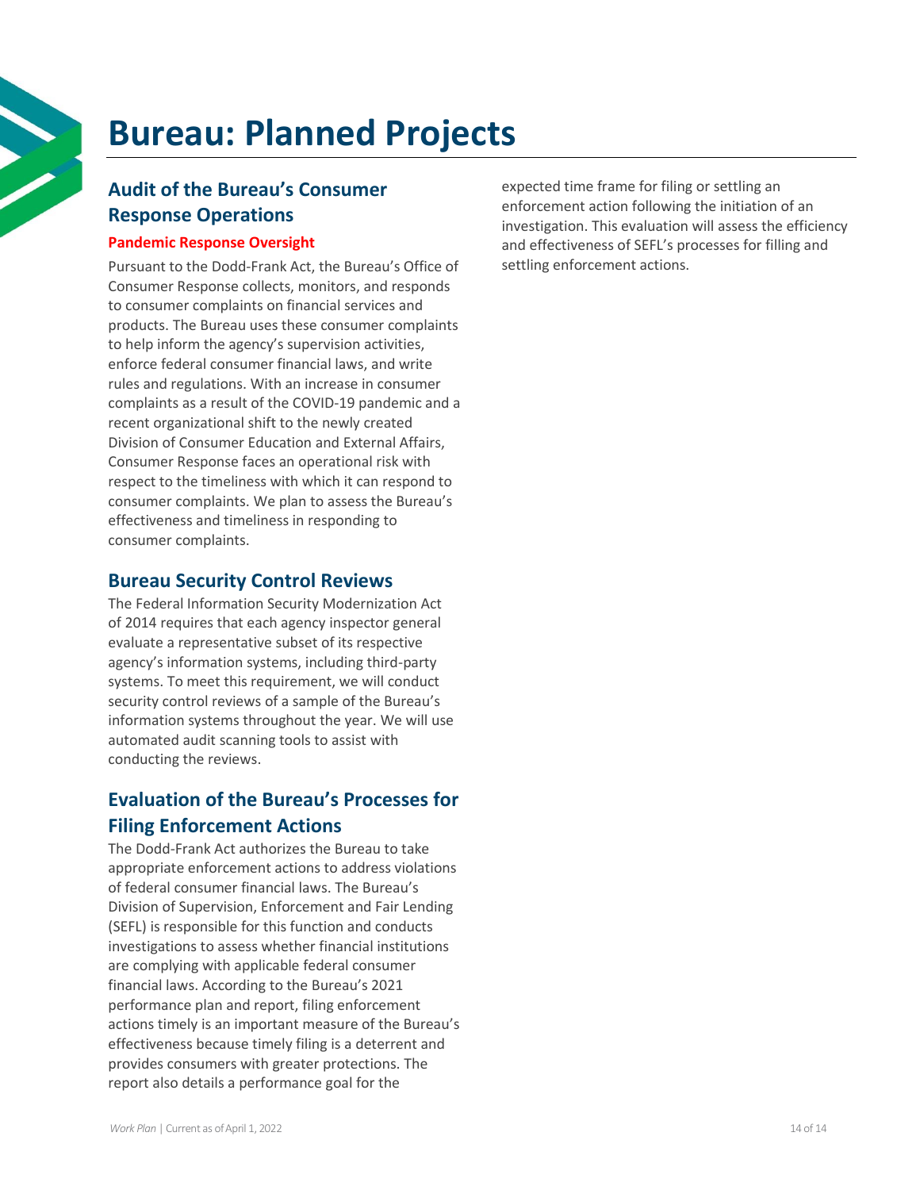# Bureau: Planned Projects

## Audit of the Bureau's Consumer Response Operations

**Pandemic Response Oversight**

Pursuant to the Dodd-Frank Act, the Bureau's Office of Consumer Response collects, monitors, and responds to consumer complaints on financial services and products. The Bureau uses these consumer complaints to help inform the agency's supervision activities, enforce federal consumer financial laws, and write rules and regulations. With an increase in consumer complaints as a result of the COVID-19 pandemic and a recent organizational shift to the newly created Division of Consumer Education and External Affairs, Consumer Response faces an operational risk with respect to the timeliness with which it can respond to consumer complaints. We plan to assess the Bureau's effectiveness and timeliness in responding to consumer complaints.

## Bureau Security Control Reviews

The Federal Information Security Modernization Act of 2014 requires that each agency inspector general evaluate a representative subset of its respective agency's information systems, including third-party systems. To meet this requirement, we will conduct security control reviews of a sample of the Bureau's information systems throughout the year. We will use automated audit scanning tools to assist with conducting the reviews.

## Evaluation of the Bureau's Processes for Filing Enforcement Actions

The Dodd-Frank Act authorizes the Bureau to take appropriate enforcement actions to address violations of federal consumer financial laws. The Bureau's Division of Supervision, Enforcement and Fair Lending (SEFL) is responsible for this function and conducts investigations to assess whether financial institutions are complying with applicable federal consumer financial laws. According to the Bureau's 2021 performance plan and report, filing enforcement actions timely is an important measure of the Bureau's effectiveness because timely filing is a deterrent and provides consumers with greater protections. The report also details a performance goal for the expected time frame for filing or settling an enforcement action following the initiation of an investigation. This evaluation will assess the efficiency and effectiveness of SEFL's processes for filling and settling enforcement actions.